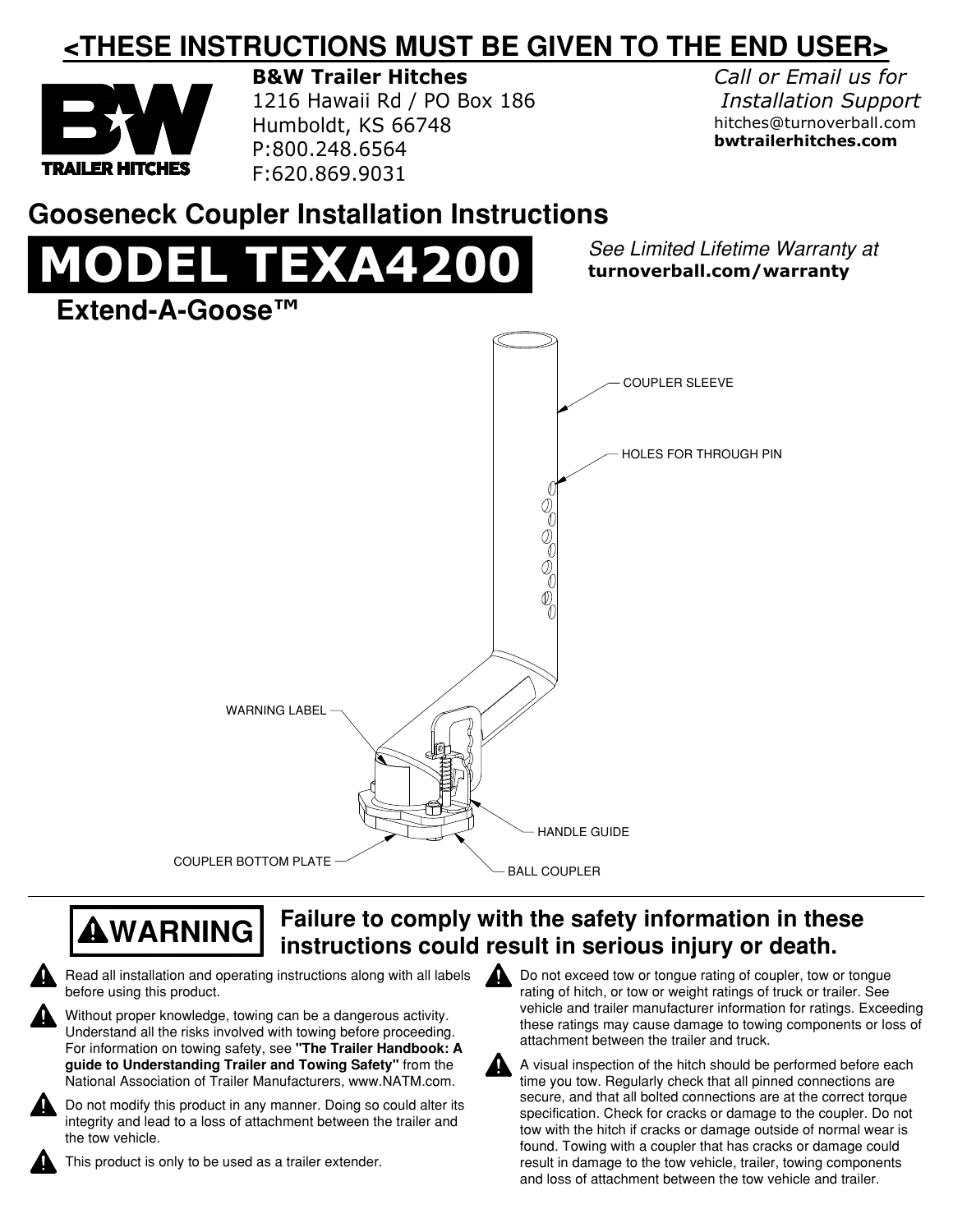# <THESE INSTRUCTIONS MUST BE GIVEN TO THE END USER>

**B&W Trailer Hitches**
1216 Hawaii Rd / PO Box 186
Humboldt, KS 66748
P:800.248.6564
F:620.869.9031

*Call or Email us for Installation Support*
hitches@turnoverball.com
**bwtrailerhitches.com**

## Gooseneck Coupler Installation Instructions

# MODEL TEXA4200

*See Limited Lifetime Warranty at* **turnoverball.com/warranty**

## Extend-A-Goose™

COUPLER SLEEVE

HOLES FOR THROUGH PIN

WARNING LABEL

HANDLE GUIDE

COUPLER BOTTOM PLATE

BALL COUPLER

## ⚠WARNING

**Failure to comply with the safety information in these instructions could result in serious injury or death.**

- Read all installation and operating instructions along with all labels before using this product.
- Without proper knowledge, towing can be a dangerous activity. Understand all the risks involved with towing before proceeding. For information on towing safety, see **"The Trailer Handbook: A guide to Understanding Trailer and Towing Safety"** from the National Association of Trailer Manufacturers, www.NATM.com.
- Do not modify this product in any manner. Doing so could alter its integrity and lead to a loss of attachment between the trailer and the tow vehicle.
- This product is only to be used as a trailer extender.
- Do not exceed tow or tongue rating of coupler, tow or tongue rating of hitch, or tow or weight ratings of truck or trailer. See vehicle and trailer manufacturer information for ratings. Exceeding these ratings may cause damage to towing components or loss of attachment between the trailer and truck.
- A visual inspection of the hitch should be performed before each time you tow. Regularly check that all pinned connections are secure, and that all bolted connections are at the correct torque specification. Check for cracks or damage to the coupler. Do not tow with the hitch if cracks or damage outside of normal wear is found. Towing with a coupler that has cracks or damage could result in damage to the tow vehicle, trailer, towing components and loss of attachment between the tow vehicle and trailer.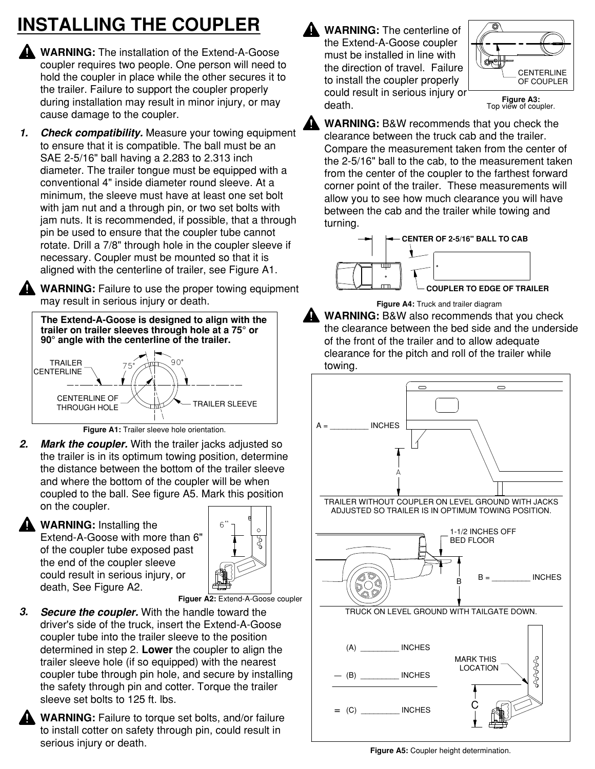# INSTALLING THE COUPLER

**WARNING:** The installation of the Extend-A-Goose coupler requires two people. One person will need to hold the coupler in place while the other secures it to the trailer. Failure to support the coupler properly during installation may result in minor injury, or may cause damage to the coupler.

1. ***Check compatibility.*** Measure your towing equipment to ensure that it is compatible. The ball must be an SAE 2-5/16" ball having a 2.283 to 2.313 inch diameter. The trailer tongue must be equipped with a conventional 4" inside diameter round sleeve. At a minimum, the sleeve must have at least one set bolt with jam nut and a through pin, or two set bolts with jam nuts. It is recommended, if possible, that a through pin be used to ensure that the coupler tube cannot rotate. Drill a 7/8" through hole in the coupler sleeve if necessary. Coupler must be mounted so that it is aligned with the centerline of trailer, see Figure A1.

**WARNING:** Failure to use the proper towing equipment may result in serious injury or death.

**The Extend-A-Goose is designed to align with the trailer on trailer sleeves through hole at a 75° or 90° angle with the centerline of the trailer.**

TRAILER CENTERLINE

75°

90°

CENTERLINE OF THROUGH HOLE

TRAILER SLEEVE

**Figure A1:** Trailer sleeve hole orientation.

2. ***Mark the coupler.*** With the trailer jacks adjusted so the trailer is in its optimum towing position, determine the distance between the bottom of the trailer sleeve and where the bottom of the coupler will be when coupled to the ball. See figure A5. Mark this position on the coupler.

**WARNING:** Installing the Extend-A-Goose with more than 6" of the coupler tube exposed past the end of the coupler sleeve could result in serious injury, or death, See Figure A2.

6"

**Figuer A2:** Extend-A-Goose coupler

3. ***Secure the coupler.*** With the handle toward the driver's side of the truck, insert the Extend-A-Goose coupler tube into the trailer sleeve to the position determined in step 2. **Lower** the coupler to align the trailer sleeve hole (if so equipped) with the nearest coupler tube through pin hole, and secure by installing the safety through pin and cotter. Torque the trailer sleeve set bolts to 125 ft. lbs.

**WARNING:** Failure to torque set bolts, and/or failure to install cotter on safety through pin, could result in serious injury or death.

**WARNING:** The centerline of the Extend-A-Goose coupler must be installed in line with the direction of travel. Failure to install the coupler properly could result in serious injury or death.

CENTERLINE OF COUPLER

**Figure A3:** Top view of coupler.

**WARNING:** B&W recommends that you check the clearance between the truck cab and the trailer. Compare the measurement taken from the center of the 2-5/16" ball to the cab, to the measurement taken from the center of the coupler to the farthest forward corner point of the trailer. These measurements will allow you to see how much clearance you will have between the cab and the trailer while towing and turning.

**CENTER OF 2-5/16" BALL TO CAB**

**COUPLER TO EDGE OF TRAILER**

**Figure A4:** Truck and trailer diagram

**WARNING:** B&W also recommends that you check the clearance between the bed side and the underside of the front of the trailer and to allow adequate clearance for the pitch and roll of the trailer while towing.

A = _________ INCHES

A

TRAILER WITHOUT COUPLER ON LEVEL GROUND WITH JACKS ADJUSTED SO TRAILER IS IN OPTIMUM TOWING POSITION.

1-1/2 INCHES OFF BED FLOOR

B

B = _________ INCHES

TRUCK ON LEVEL GROUND WITH TAILGATE DOWN.

(A) _________ INCHES

— (B) _________ INCHES

= (C) _________ INCHES

MARK THIS LOCATION

C

**Figure A5:** Coupler height determination.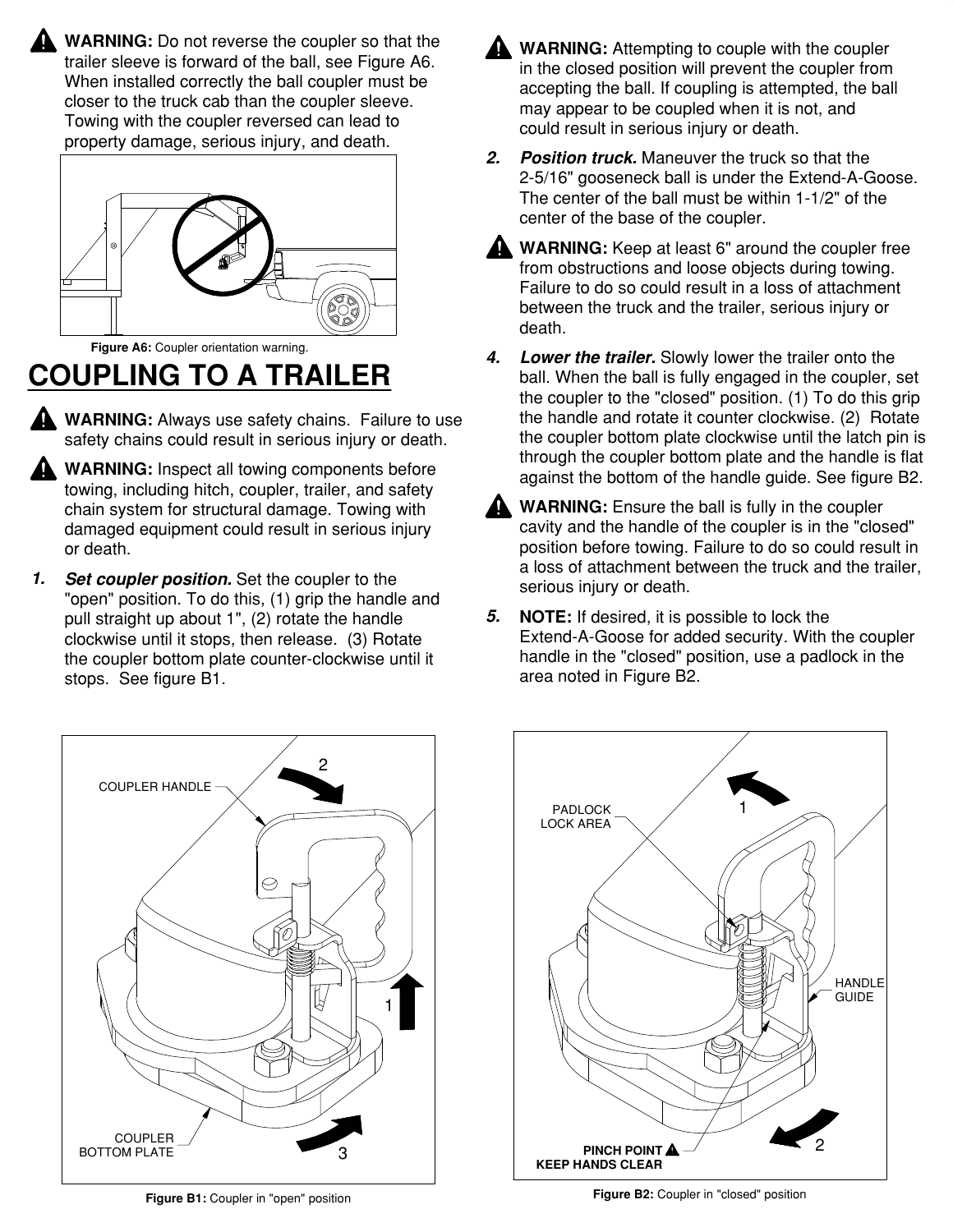**WARNING:** Do not reverse the coupler so that the trailer sleeve is forward of the ball, see Figure A6. When installed correctly the ball coupler must be closer to the truck cab than the coupler sleeve. Towing with the coupler reversed can lead to property damage, serious injury, and death.

**Figure A6:** Coupler orientation warning.

# COUPLING TO A TRAILER

**WARNING:** Always use safety chains. Failure to use safety chains could result in serious injury or death.

**WARNING:** Inspect all towing components before towing, including hitch, coupler, trailer, and safety chain system for structural damage. Towing with damaged equipment could result in serious injury or death.

1. ***Set coupler position.*** Set the coupler to the "open" position. To do this, (1) grip the handle and pull straight up about 1", (2) rotate the handle clockwise until it stops, then release. (3) Rotate the coupler bottom plate counter-clockwise until it stops. See figure B1.

**WARNING:** Attempting to couple with the coupler in the closed position will prevent the coupler from accepting the ball. If coupling is attempted, the ball may appear to be coupled when it is not, and could result in serious injury or death.

2. ***Position truck.*** Maneuver the truck so that the 2-5/16" gooseneck ball is under the Extend-A-Goose. The center of the ball must be within 1-1/2" of the center of the base of the coupler.

**WARNING:** Keep at least 6" around the coupler free from obstructions and loose objects during towing. Failure to do so could result in a loss of attachment between the truck and the trailer, serious injury or death.

4. ***Lower the trailer.*** Slowly lower the trailer onto the ball. When the ball is fully engaged in the coupler, set the coupler to the "closed" position. (1) To do this grip the handle and rotate it counter clockwise. (2) Rotate the coupler bottom plate clockwise until the latch pin is through the coupler bottom plate and the handle is flat against the bottom of the handle guide. See figure B2.

**WARNING:** Ensure the ball is fully in the coupler cavity and the handle of the coupler is in the "closed" position before towing. Failure to do so could result in a loss of attachment between the truck and the trailer, serious injury or death.

5. **NOTE:** If desired, it is possible to lock the Extend-A-Goose for added security. With the coupler handle in the "closed" position, use a padlock in the area noted in Figure B2.

COUPLER HANDLE
2
1
COUPLER BOTTOM PLATE
3

**Figure B1:** Coupler in "open" position

PADLOCK LOCK AREA
1
HANDLE GUIDE
2
PINCH POINT KEEP HANDS CLEAR

**Figure B2:** Coupler in "closed" position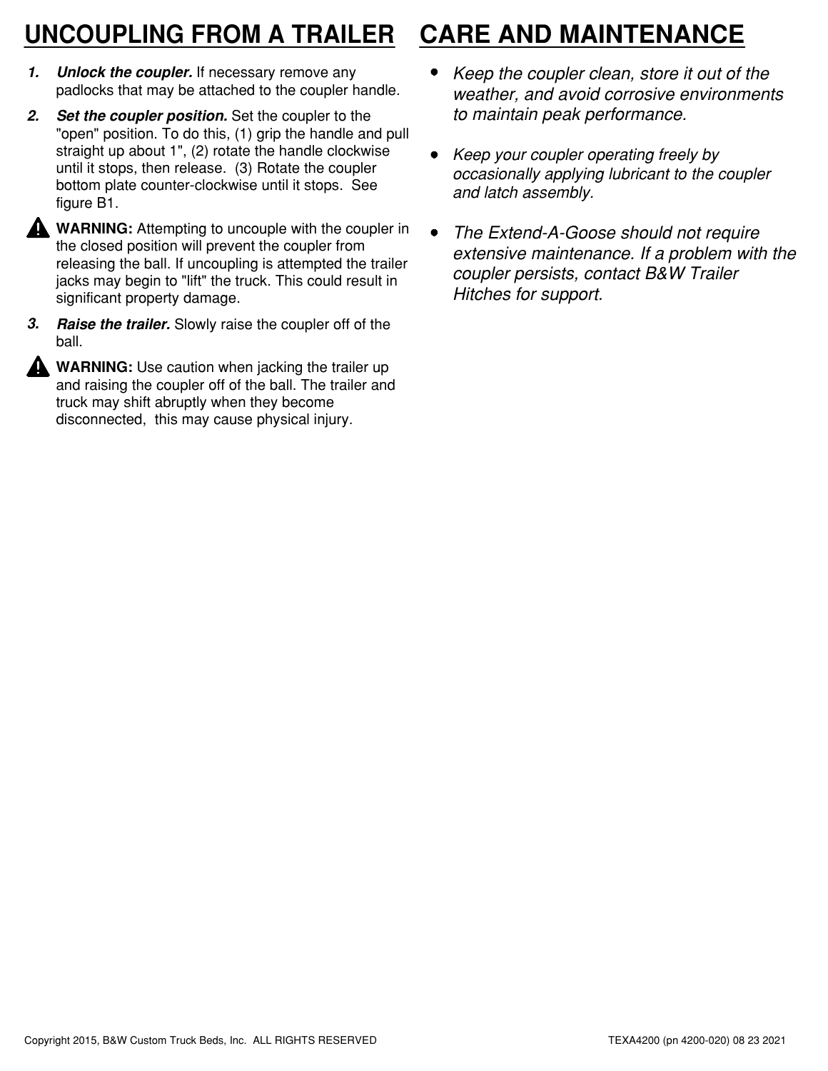# UNCOUPLING FROM A TRAILER

1. ***Unlock the coupler.*** If necessary remove any padlocks that may be attached to the coupler handle.

2. ***Set the coupler position.*** Set the coupler to the "open" position. To do this, (1) grip the handle and pull straight up about 1", (2) rotate the handle clockwise until it stops, then release. (3) Rotate the coupler bottom plate counter-clockwise until it stops. See figure B1.

   **WARNING:** Attempting to uncouple with the coupler in the closed position will prevent the coupler from releasing the ball. If uncoupling is attempted the trailer jacks may begin to "lift" the truck. This could result in significant property damage.

3. ***Raise the trailer.*** Slowly raise the coupler off of the ball.

   **WARNING:** Use caution when jacking the trailer up and raising the coupler off of the ball. The trailer and truck may shift abruptly when they become disconnected, this may cause physical injury.

# CARE AND MAINTENANCE

- *Keep the coupler clean, store it out of the weather, and avoid corrosive environments to maintain peak performance.*

- *Keep your coupler operating freely by occasionally applying lubricant to the coupler and latch assembly.*

- *The Extend-A-Goose should not require extensive maintenance. If a problem with the coupler persists, contact B&W Trailer Hitches for support.*

Copyright 2015, B&W Custom Truck Beds, Inc. ALL RIGHTS RESERVED TEXA4200 (pn 4200-020) 08 23 2021